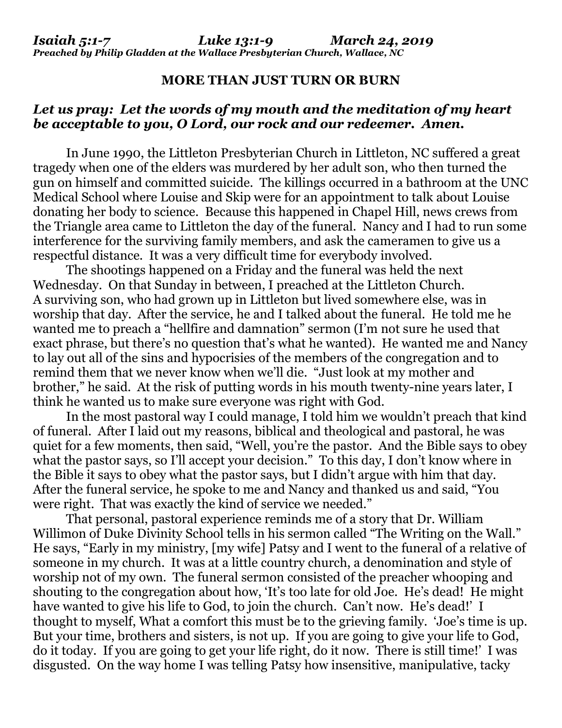***Isaiah 5:1-7 Luke 13:1-9 March 24, 2019***
***Preached by Philip Gladden at the Wallace Presbyterian Church, Wallace, NC***

## MORE THAN JUST TURN OR BURN

***Let us pray: Let the words of my mouth and the meditation of my heart be acceptable to you, O Lord, our rock and our redeemer. Amen.***

In June 1990, the Littleton Presbyterian Church in Littleton, NC suffered a great tragedy when one of the elders was murdered by her adult son, who then turned the gun on himself and committed suicide. The killings occurred in a bathroom at the UNC Medical School where Louise and Skip were for an appointment to talk about Louise donating her body to science. Because this happened in Chapel Hill, news crews from the Triangle area came to Littleton the day of the funeral. Nancy and I had to run some interference for the surviving family members, and ask the cameramen to give us a respectful distance. It was a very difficult time for everybody involved.

The shootings happened on a Friday and the funeral was held the next Wednesday. On that Sunday in between, I preached at the Littleton Church. A surviving son, who had grown up in Littleton but lived somewhere else, was in worship that day. After the service, he and I talked about the funeral. He told me he wanted me to preach a "hellfire and damnation" sermon (I'm not sure he used that exact phrase, but there's no question that's what he wanted). He wanted me and Nancy to lay out all of the sins and hypocrisies of the members of the congregation and to remind them that we never know when we'll die. "Just look at my mother and brother," he said. At the risk of putting words in his mouth twenty-nine years later, I think he wanted us to make sure everyone was right with God.

In the most pastoral way I could manage, I told him we wouldn't preach that kind of funeral. After I laid out my reasons, biblical and theological and pastoral, he was quiet for a few moments, then said, "Well, you're the pastor. And the Bible says to obey what the pastor says, so I'll accept your decision." To this day, I don't know where in the Bible it says to obey what the pastor says, but I didn't argue with him that day. After the funeral service, he spoke to me and Nancy and thanked us and said, "You were right. That was exactly the kind of service we needed."

That personal, pastoral experience reminds me of a story that Dr. William Willimon of Duke Divinity School tells in his sermon called "The Writing on the Wall." He says, "Early in my ministry, [my wife] Patsy and I went to the funeral of a relative of someone in my church. It was at a little country church, a denomination and style of worship not of my own. The funeral sermon consisted of the preacher whooping and shouting to the congregation about how, 'It's too late for old Joe. He's dead! He might have wanted to give his life to God, to join the church. Can't now. He's dead!' I thought to myself, What a comfort this must be to the grieving family. 'Joe's time is up. But your time, brothers and sisters, is not up. If you are going to give your life to God, do it today. If you are going to get your life right, do it now. There is still time!' I was disgusted. On the way home I was telling Patsy how insensitive, manipulative, tacky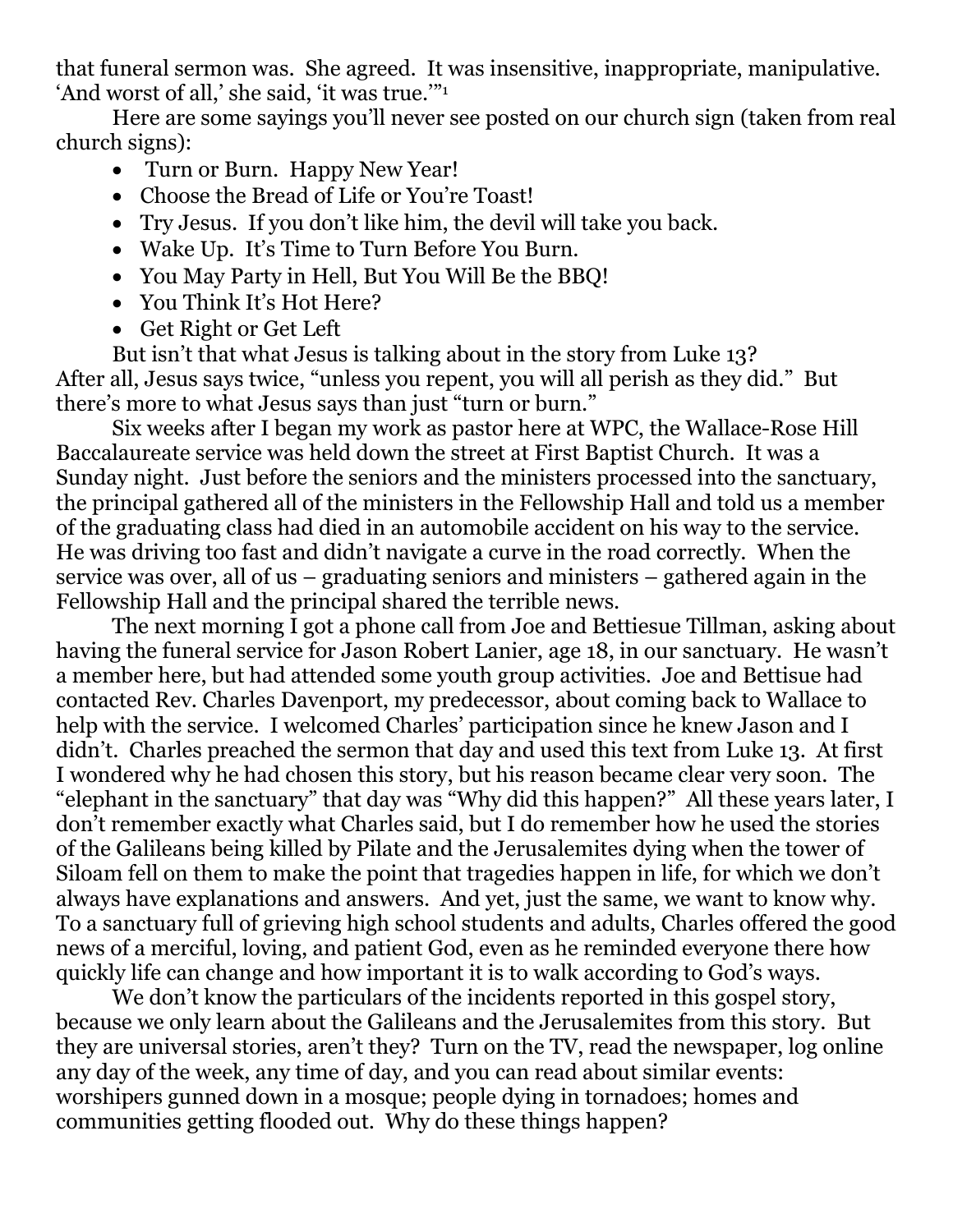that funeral sermon was. She agreed. It was insensitive, inappropriate, manipulative. 'And worst of all,' she said, 'it was true.'"[1]

Here are some sayings you'll never see posted on our church sign (taken from real church signs):

- Turn or Burn. Happy New Year!
- Choose the Bread of Life or You're Toast!
- Try Jesus. If you don't like him, the devil will take you back.
- Wake Up. It's Time to Turn Before You Burn.
- You May Party in Hell, But You Will Be the BBQ!
- You Think It's Hot Here?
- Get Right or Get Left

But isn't that what Jesus is talking about in the story from Luke 13? After all, Jesus says twice, "unless you repent, you will all perish as they did." But there's more to what Jesus says than just "turn or burn."

Six weeks after I began my work as pastor here at WPC, the Wallace-Rose Hill Baccalaureate service was held down the street at First Baptist Church. It was a Sunday night. Just before the seniors and the ministers processed into the sanctuary, the principal gathered all of the ministers in the Fellowship Hall and told us a member of the graduating class had died in an automobile accident on his way to the service. He was driving too fast and didn't navigate a curve in the road correctly. When the service was over, all of us – graduating seniors and ministers – gathered again in the Fellowship Hall and the principal shared the terrible news.

The next morning I got a phone call from Joe and Bettiesue Tillman, asking about having the funeral service for Jason Robert Lanier, age 18, in our sanctuary. He wasn't a member here, but had attended some youth group activities. Joe and Bettisue had contacted Rev. Charles Davenport, my predecessor, about coming back to Wallace to help with the service. I welcomed Charles' participation since he knew Jason and I didn't. Charles preached the sermon that day and used this text from Luke 13. At first I wondered why he had chosen this story, but his reason became clear very soon. The "elephant in the sanctuary" that day was "Why did this happen?" All these years later, I don't remember exactly what Charles said, but I do remember how he used the stories of the Galileans being killed by Pilate and the Jerusalemites dying when the tower of Siloam fell on them to make the point that tragedies happen in life, for which we don't always have explanations and answers. And yet, just the same, we want to know why. To a sanctuary full of grieving high school students and adults, Charles offered the good news of a merciful, loving, and patient God, even as he reminded everyone there how quickly life can change and how important it is to walk according to God's ways.

We don't know the particulars of the incidents reported in this gospel story, because we only learn about the Galileans and the Jerusalemites from this story. But they are universal stories, aren't they? Turn on the TV, read the newspaper, log online any day of the week, any time of day, and you can read about similar events: worshipers gunned down in a mosque; people dying in tornadoes; homes and communities getting flooded out. Why do these things happen?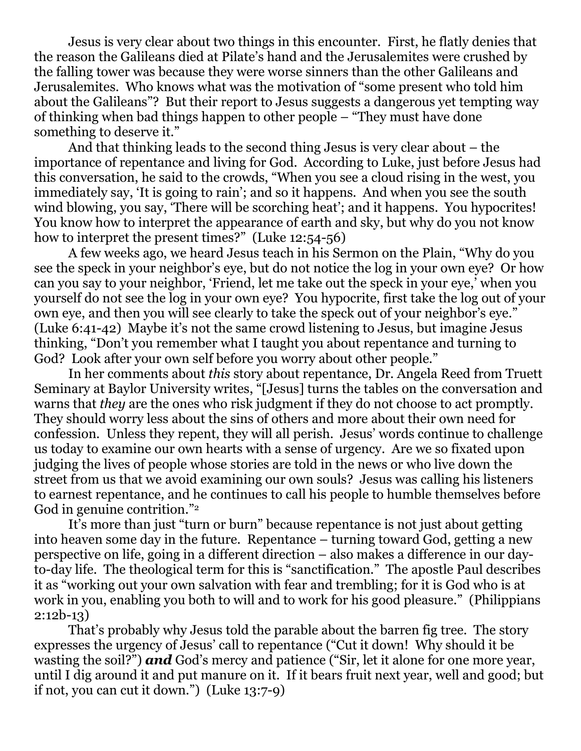Jesus is very clear about two things in this encounter. First, he flatly denies that the reason the Galileans died at Pilate's hand and the Jerusalemites were crushed by the falling tower was because they were worse sinners than the other Galileans and Jerusalemites. Who knows what was the motivation of "some present who told him about the Galileans"? But their report to Jesus suggests a dangerous yet tempting way of thinking when bad things happen to other people – "They must have done something to deserve it."

And that thinking leads to the second thing Jesus is very clear about – the importance of repentance and living for God. According to Luke, just before Jesus had this conversation, he said to the crowds, "When you see a cloud rising in the west, you immediately say, 'It is going to rain'; and so it happens. And when you see the south wind blowing, you say, 'There will be scorching heat'; and it happens. You hypocrites! You know how to interpret the appearance of earth and sky, but why do you not know how to interpret the present times?" (Luke 12:54-56)

A few weeks ago, we heard Jesus teach in his Sermon on the Plain, "Why do you see the speck in your neighbor's eye, but do not notice the log in your own eye? Or how can you say to your neighbor, 'Friend, let me take out the speck in your eye,' when you yourself do not see the log in your own eye? You hypocrite, first take the log out of your own eye, and then you will see clearly to take the speck out of your neighbor's eye." (Luke 6:41-42) Maybe it's not the same crowd listening to Jesus, but imagine Jesus thinking, "Don't you remember what I taught you about repentance and turning to God? Look after your own self before you worry about other people."

In her comments about *this* story about repentance, Dr. Angela Reed from Truett Seminary at Baylor University writes, "[Jesus] turns the tables on the conversation and warns that *they* are the ones who risk judgment if they do not choose to act promptly. They should worry less about the sins of others and more about their own need for confession. Unless they repent, they will all perish. Jesus' words continue to challenge us today to examine our own hearts with a sense of urgency. Are we so fixated upon judging the lives of people whose stories are told in the news or who live down the street from us that we avoid examining our own souls? Jesus was calling his listeners to earnest repentance, and he continues to call his people to humble themselves before God in genuine contrition."[2]

It's more than just "turn or burn" because repentance is not just about getting into heaven some day in the future. Repentance – turning toward God, getting a new perspective on life, going in a different direction – also makes a difference in our day-to-day life. The theological term for this is "sanctification." The apostle Paul describes it as "working out your own salvation with fear and trembling; for it is God who is at work in you, enabling you both to will and to work for his good pleasure." (Philippians 2:12b-13)

That's probably why Jesus told the parable about the barren fig tree. The story expresses the urgency of Jesus' call to repentance ("Cut it down! Why should it be wasting the soil?") ***and*** God's mercy and patience ("Sir, let it alone for one more year, until I dig around it and put manure on it. If it bears fruit next year, well and good; but if not, you can cut it down.") (Luke 13:7-9)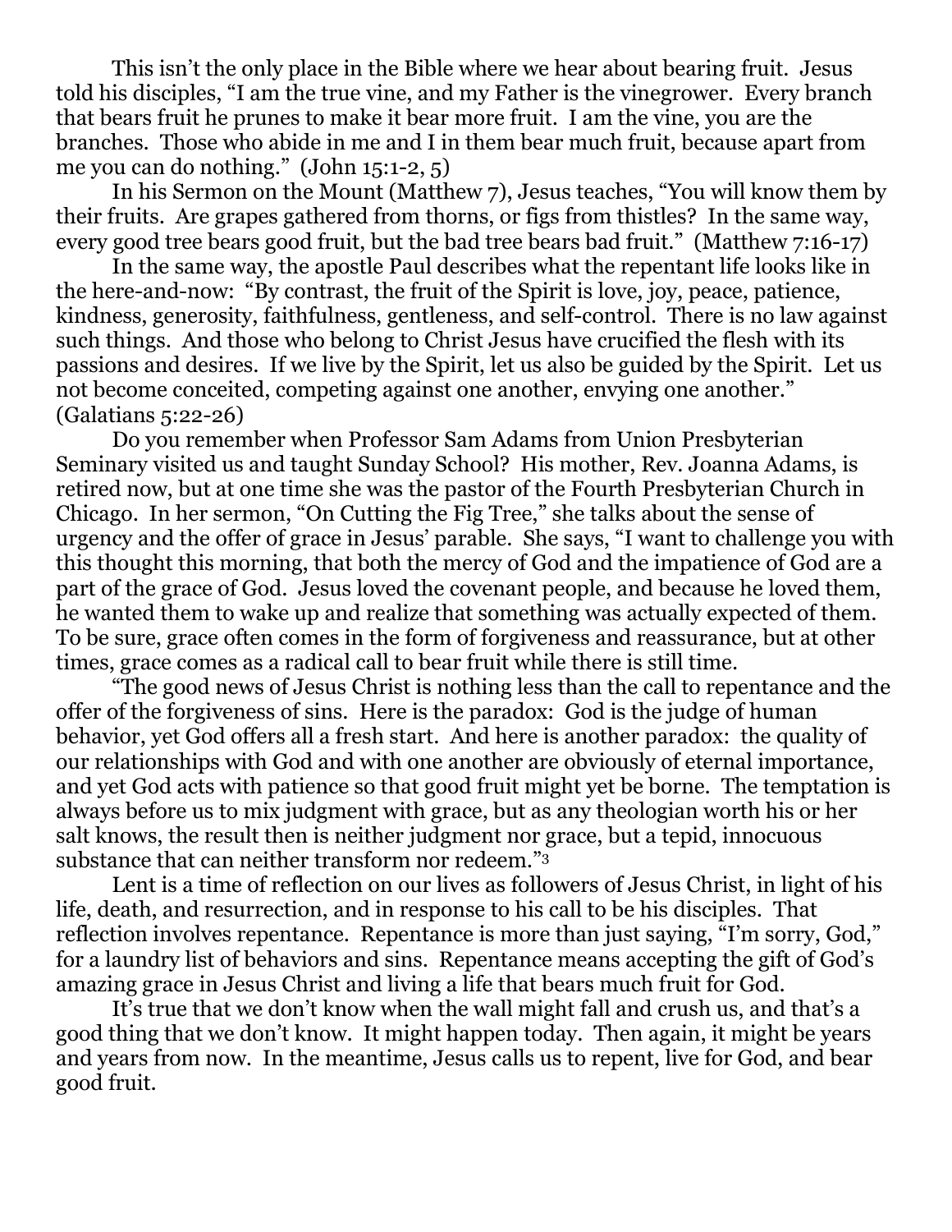This isn't the only place in the Bible where we hear about bearing fruit. Jesus told his disciples, "I am the true vine, and my Father is the vinegrower. Every branch that bears fruit he prunes to make it bear more fruit. I am the vine, you are the branches. Those who abide in me and I in them bear much fruit, because apart from me you can do nothing." (John 15:1-2, 5)

In his Sermon on the Mount (Matthew 7), Jesus teaches, "You will know them by their fruits. Are grapes gathered from thorns, or figs from thistles? In the same way, every good tree bears good fruit, but the bad tree bears bad fruit." (Matthew 7:16-17)

In the same way, the apostle Paul describes what the repentant life looks like in the here-and-now: "By contrast, the fruit of the Spirit is love, joy, peace, patience, kindness, generosity, faithfulness, gentleness, and self-control. There is no law against such things. And those who belong to Christ Jesus have crucified the flesh with its passions and desires. If we live by the Spirit, let us also be guided by the Spirit. Let us not become conceited, competing against one another, envying one another." (Galatians 5:22-26)

Do you remember when Professor Sam Adams from Union Presbyterian Seminary visited us and taught Sunday School? His mother, Rev. Joanna Adams, is retired now, but at one time she was the pastor of the Fourth Presbyterian Church in Chicago. In her sermon, "On Cutting the Fig Tree," she talks about the sense of urgency and the offer of grace in Jesus' parable. She says, "I want to challenge you with this thought this morning, that both the mercy of God and the impatience of God are a part of the grace of God. Jesus loved the covenant people, and because he loved them, he wanted them to wake up and realize that something was actually expected of them. To be sure, grace often comes in the form of forgiveness and reassurance, but at other times, grace comes as a radical call to bear fruit while there is still time.

"The good news of Jesus Christ is nothing less than the call to repentance and the offer of the forgiveness of sins. Here is the paradox: God is the judge of human behavior, yet God offers all a fresh start. And here is another paradox: the quality of our relationships with God and with one another are obviously of eternal importance, and yet God acts with patience so that good fruit might yet be borne. The temptation is always before us to mix judgment with grace, but as any theologian worth his or her salt knows, the result then is neither judgment nor grace, but a tepid, innocuous substance that can neither transform nor redeem."[3]

Lent is a time of reflection on our lives as followers of Jesus Christ, in light of his life, death, and resurrection, and in response to his call to be his disciples. That reflection involves repentance. Repentance is more than just saying, "I'm sorry, God," for a laundry list of behaviors and sins. Repentance means accepting the gift of God's amazing grace in Jesus Christ and living a life that bears much fruit for God.

It's true that we don't know when the wall might fall and crush us, and that's a good thing that we don't know. It might happen today. Then again, it might be years and years from now. In the meantime, Jesus calls us to repent, live for God, and bear good fruit.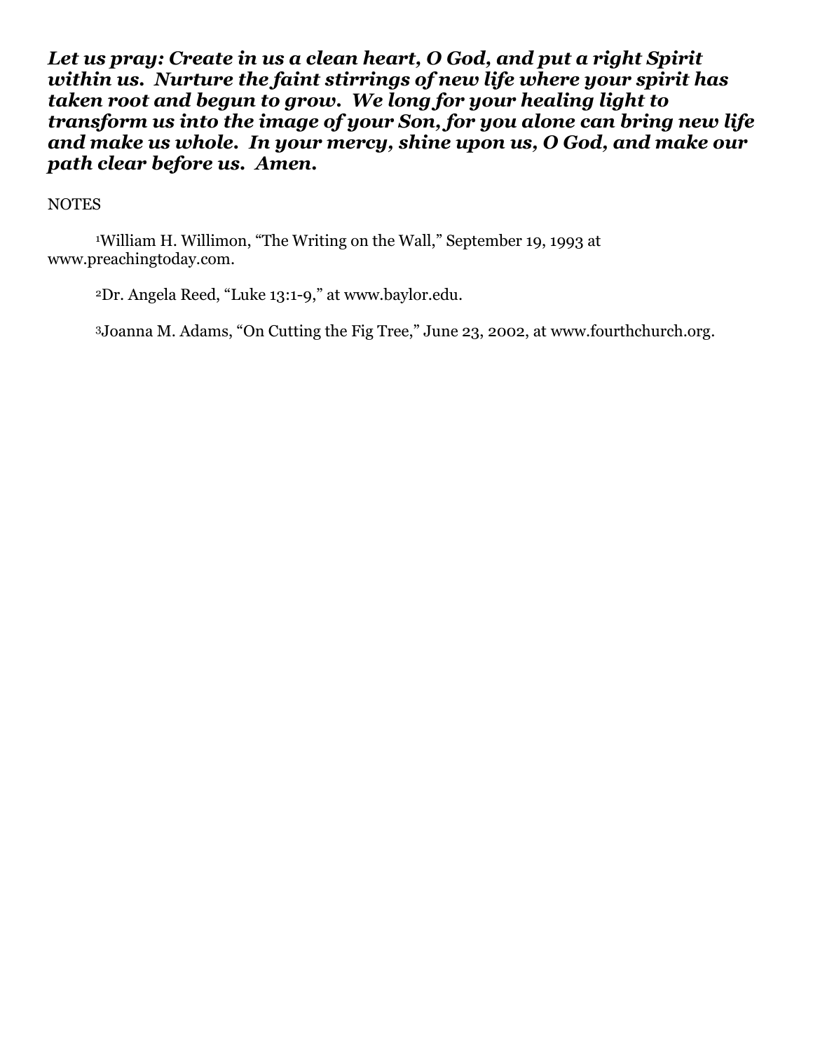***Let us pray: Create in us a clean heart, O God, and put a right Spirit within us. Nurture the faint stirrings of new life where your spirit has taken root and begun to grow. We long for your healing light to transform us into the image of your Son, for you alone can bring new life and make us whole. In your mercy, shine upon us, O God, and make our path clear before us. Amen.***

NOTES

[1]William H. Willimon, "The Writing on the Wall," September 19, 1993 at www.preachingtoday.com.

[2]Dr. Angela Reed, "Luke 13:1-9," at www.baylor.edu.

[3]Joanna M. Adams, "On Cutting the Fig Tree," June 23, 2002, at www.fourthchurch.org.